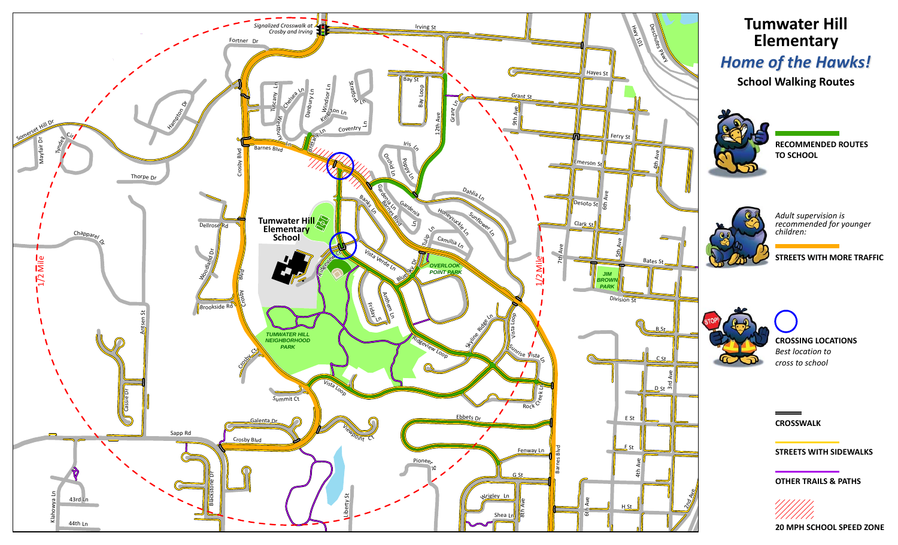# Tumwater Hill Elementary

## *Home of the Hawks!*

### School Walking Routes

**RECOMMENDED ROUTES TO SCHOOL**

*Adult supervision is recommended for younger children:*

**STREETS WITH MORE TRAFFIC**

**CROSSING LOCATIONS**
*Best location to cross to school*

**CROSSWALK**

**STREETS WITH SIDEWALKS**

**OTHER TRAILS & PATHS**

**20 MPH SCHOOL SPEED ZONE**

*Signalized Crosswalk at Crosby and Irving*

**Tumwater Hill Elementary School**

*TUMWATER HILL NEIGHBORHOOD PARK*

*OVERLOOK POINT PARK*

*JIM BROWN PARK*

1/2 Mile

Irving St, Fortner Dr, Bay St, Bay Loop, 12th Ave, Grant Ln, Grant St, 9th Ave, Hayes St, Hwy 101, Deschutes Pkwy, Ferry St, Emerson St, 8th Ave, Desoto St, 6th Ave, Clark St, 7th Ave, 5th Ave, Bates St, Division St, B St, C St, D St, 3rd Ave, E St, F St, 4th Ave, 2nd Ave, H St, 6th Ave, 8th Ave, Shea Ln, Wrigley Ln, G St, Fenway Ln, Barnes Blvd, Pioneer St, Ebbets Dr, Rock Creek Ln, Sunrise Vista Ln, Vista Loop, Skyline Ridge Ln, Ridgeview Loop, Viewpoint Ct, Liberty St, Vista Loop, Summit Ct, Galenta Dr, Crosby Blvd, Sapp Rd, Blackstone Dr, Kiahowya Ln, 43rd Ln, 44th Ln, Cassie Dr, Antlsen St, Crosby Ct, Brookside Rd, Woodland Dr, Dellrose Rd, Crosby Blvd, Chapparel Dr, Thorpe Dr, Mayfair Dr, Tyndell Cir, Somerset Hill Dr, Hampton Dr, Barnes Blvd, Tuscany Ln, Westbury Ln, Chelsea Ln, Danbury Ln, Windsor Ln, Kingston Ln, Stratford Ln, Coventry Ln, Brittany Ln, Iris Ln, Orchid Ln, Poppy Ln, Gardenia Ln, Banks Ln, Gardenia Ln, Dahlia Ln, Honeysuckle Ln, Sunflower Ln, Tulip Ln, Camillia Ln, Bluebell Dr, Vista Verde Ln, Ridgecrest Ct, Friday Ln, Anthem Ln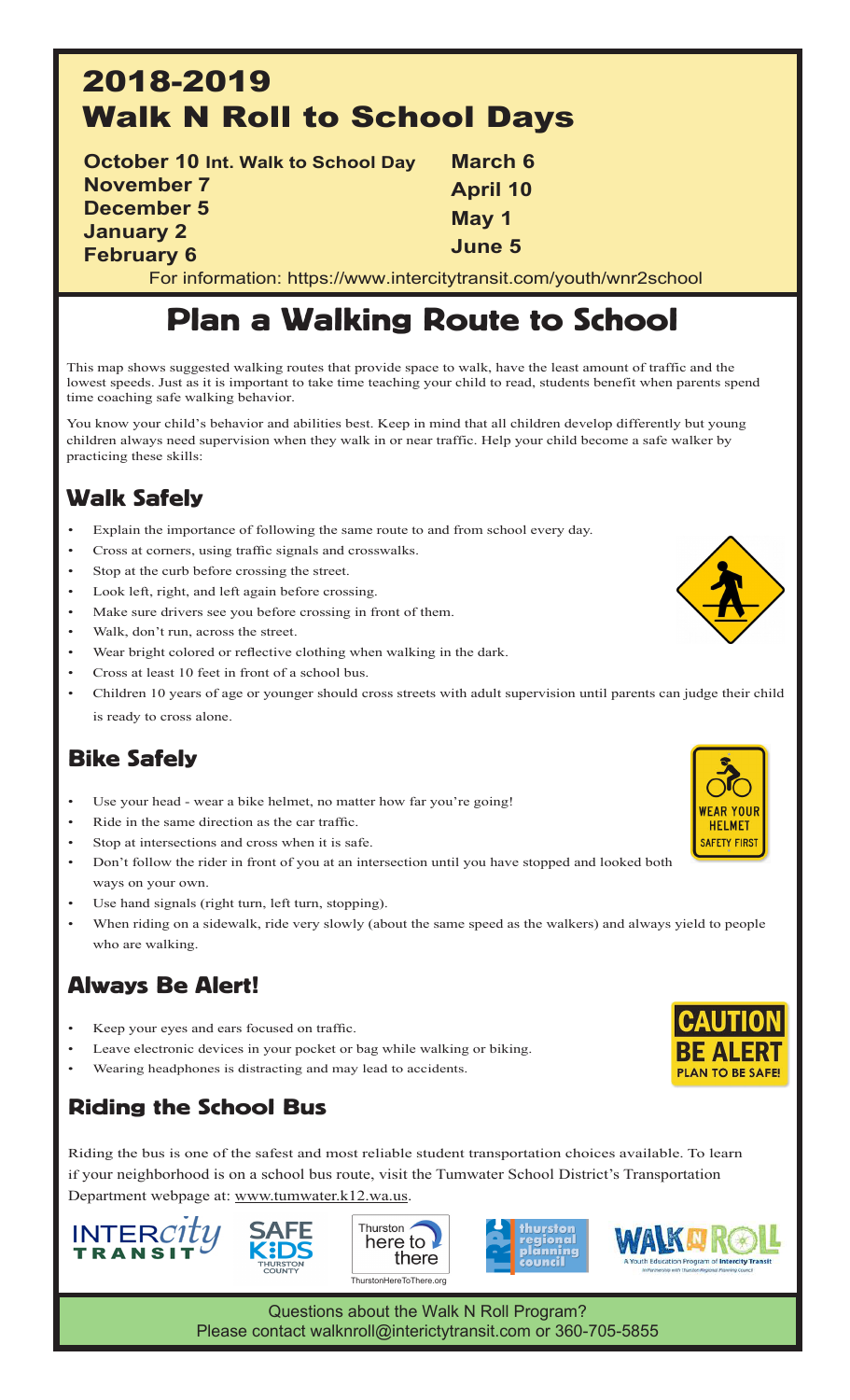# 2018-2019 Walk N Roll to School Days

**October 10** **Int. Walk to School Day**
**November 7**
**December 5**
**January 2**
**February 6**
**March 6**
**April 10**
**May 1**
**June 5**

For information: https://www.intercitytransit.com/youth/wnr2school

# Plan a Walking Route to School

This map shows suggested walking routes that provide space to walk, have the least amount of traffic and the lowest speeds. Just as it is important to take time teaching your child to read, students benefit when parents spend time coaching safe walking behavior.

You know your child's behavior and abilities best. Keep in mind that all children develop differently but young children always need supervision when they walk in or near traffic. Help your child become a safe walker by practicing these skills:

## Walk Safely

- Explain the importance of following the same route to and from school every day.
- Cross at corners, using traffic signals and crosswalks.
- Stop at the curb before crossing the street.
- Look left, right, and left again before crossing.
- Make sure drivers see you before crossing in front of them.
- Walk, don't run, across the street.
- Wear bright colored or reflective clothing when walking in the dark.
- Cross at least 10 feet in front of a school bus.
- Children 10 years of age or younger should cross streets with adult supervision until parents can judge their child is ready to cross alone.

## Bike Safely

- Use your head - wear a bike helmet, no matter how far you're going!
- Ride in the same direction as the car traffic.
- Stop at intersections and cross when it is safe.
- Don't follow the rider in front of you at an intersection until you have stopped and looked both ways on your own.
- Use hand signals (right turn, left turn, stopping).
- When riding on a sidewalk, ride very slowly (about the same speed as the walkers) and always yield to people who are walking.

WEAR YOUR HELMET
SAFETY FIRST

## Always Be Alert!

- Keep your eyes and ears focused on traffic.
- Leave electronic devices in your pocket or bag while walking or biking.
- Wearing headphones is distracting and may lead to accidents.

CAUTION
BE ALERT
PLAN TO BE SAFE!

## Riding the School Bus

Riding the bus is one of the safest and most reliable student transportation choices available. To learn if your neighborhood is on a school bus route, visit the Tumwater School District's Transportation Department webpage at: www.tumwater.k12.wa.us.

INTERCITY TRANSIT — SAFE KIDS THURSTON COUNTY — Thurston here to there ThurstonHereToThere.org — thurston regional planning council — WALK N ROLL A Youth Education Program of Intercity Transit In Partnership with Thurston Regional Planning Council

Questions about the Walk N Roll Program?
Please contact walknroll@intercitytransit.com or 360-705-5855